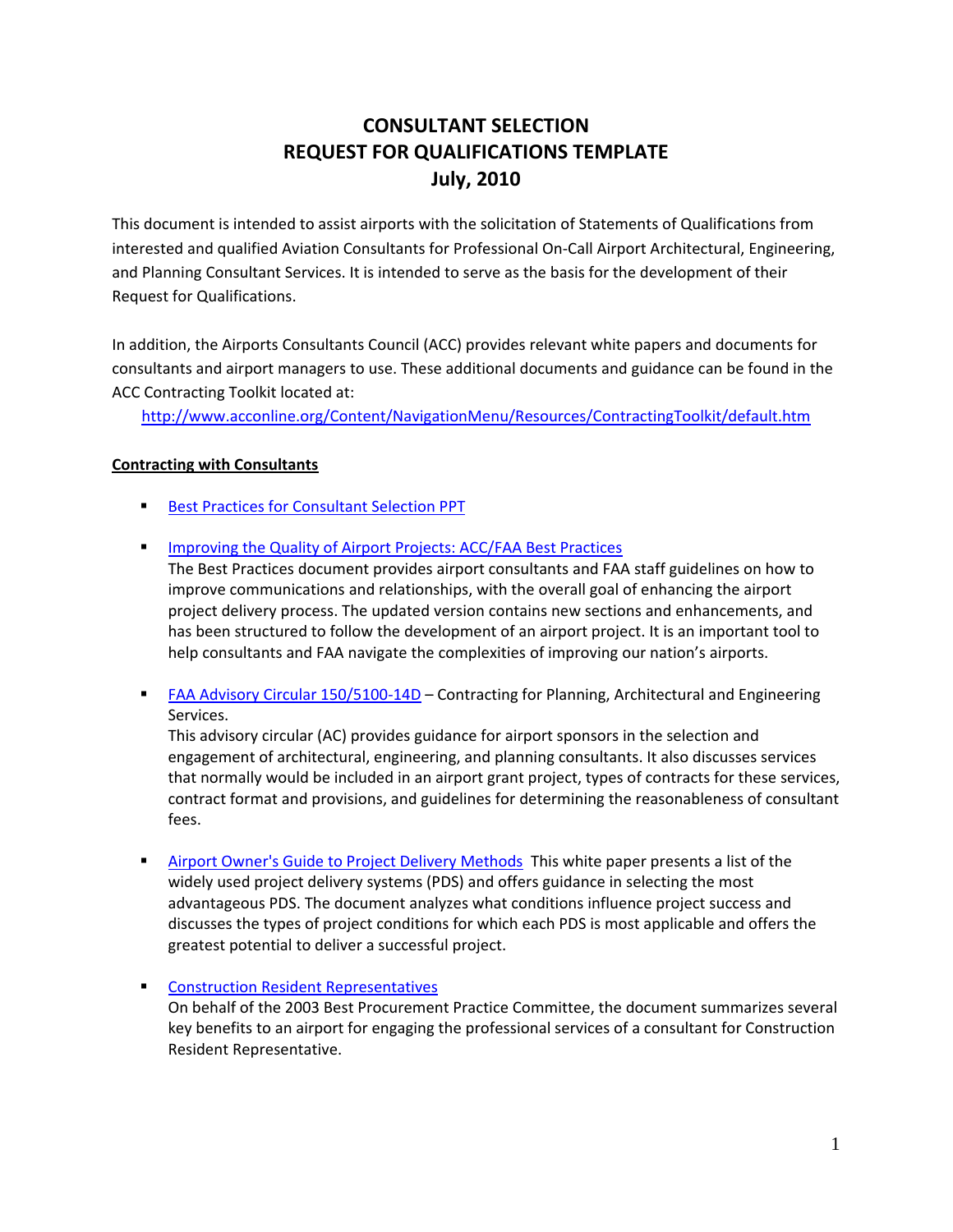# CONSULTANT SELECTION
# REQUEST FOR QUALIFICATIONS TEMPLATE
# July, 2010

This document is intended to assist airports with the solicitation of Statements of Qualifications from interested and qualified Aviation Consultants for Professional On-Call Airport Architectural, Engineering, and Planning Consultant Services. It is intended to serve as the basis for the development of their Request for Qualifications.

In addition, the Airports Consultants Council (ACC) provides relevant white papers and documents for consultants and airport managers to use. These additional documents and guidance can be found in the ACC Contracting Toolkit located at:

http://www.acconline.org/Content/NavigationMenu/Resources/ContractingToolkit/default.htm

**Contracting with Consultants**

- Best Practices for Consultant Selection PPT

- Improving the Quality of Airport Projects: ACC/FAA Best Practices
  The Best Practices document provides airport consultants and FAA staff guidelines on how to improve communications and relationships, with the overall goal of enhancing the airport project delivery process. The updated version contains new sections and enhancements, and has been structured to follow the development of an airport project. It is an important tool to help consultants and FAA navigate the complexities of improving our nation's airports.

- FAA Advisory Circular 150/5100-14D – Contracting for Planning, Architectural and Engineering Services.
  This advisory circular (AC) provides guidance for airport sponsors in the selection and engagement of architectural, engineering, and planning consultants. It also discusses services that normally would be included in an airport grant project, types of contracts for these services, contract format and provisions, and guidelines for determining the reasonableness of consultant fees.

- Airport Owner's Guide to Project Delivery Methods This white paper presents a list of the widely used project delivery systems (PDS) and offers guidance in selecting the most advantageous PDS. The document analyzes what conditions influence project success and discusses the types of project conditions for which each PDS is most applicable and offers the greatest potential to deliver a successful project.

- Construction Resident Representatives
  On behalf of the 2003 Best Procurement Practice Committee, the document summarizes several key benefits to an airport for engaging the professional services of a consultant for Construction Resident Representative.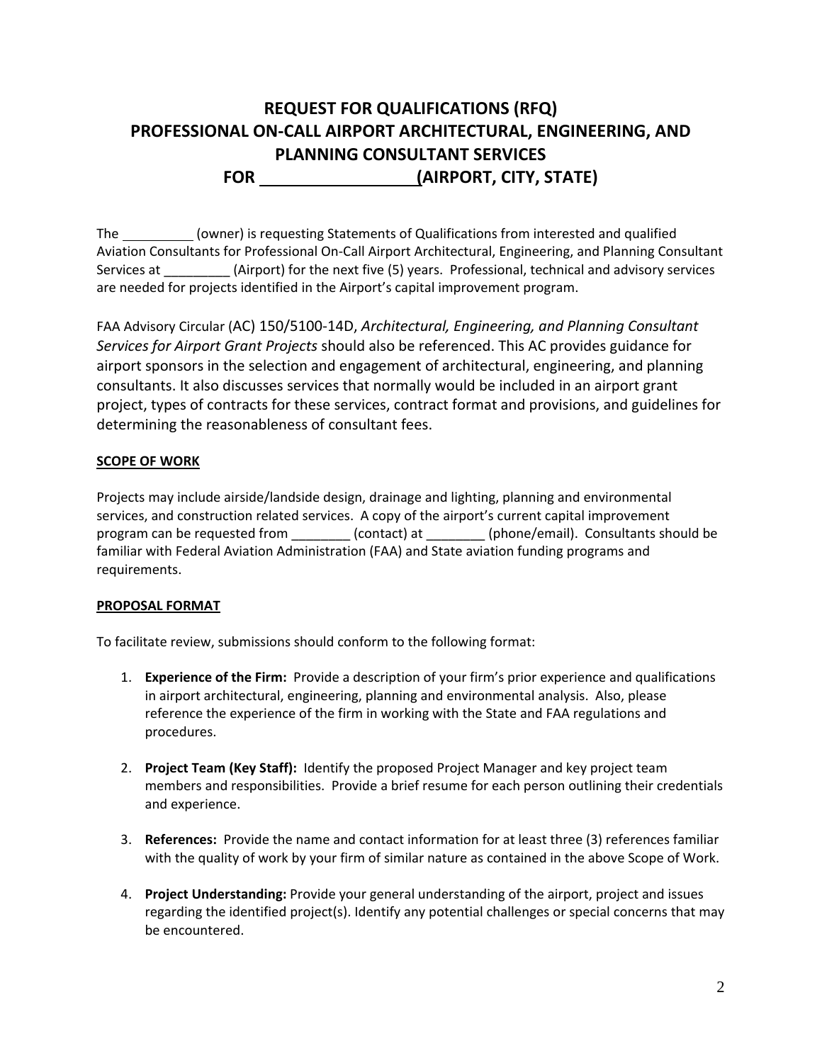# REQUEST FOR QUALIFICATIONS (RFQ)
# PROFESSIONAL ON-CALL AIRPORT ARCHITECTURAL, ENGINEERING, AND PLANNING CONSULTANT SERVICES
# FOR ________________(AIRPORT, CITY, STATE)

The _________ (owner) is requesting Statements of Qualifications from interested and qualified Aviation Consultants for Professional On-Call Airport Architectural, Engineering, and Planning Consultant Services at _________ (Airport) for the next five (5) years. Professional, technical and advisory services are needed for projects identified in the Airport's capital improvement program.

FAA Advisory Circular (AC) 150/5100-14D, *Architectural, Engineering, and Planning Consultant Services for Airport Grant Projects* should also be referenced. This AC provides guidance for airport sponsors in the selection and engagement of architectural, engineering, and planning consultants. It also discusses services that normally would be included in an airport grant project, types of contracts for these services, contract format and provisions, and guidelines for determining the reasonableness of consultant fees.

**SCOPE OF WORK**

Projects may include airside/landside design, drainage and lighting, planning and environmental services, and construction related services. A copy of the airport's current capital improvement program can be requested from ________ (contact) at ________ (phone/email). Consultants should be familiar with Federal Aviation Administration (FAA) and State aviation funding programs and requirements.

**PROPOSAL FORMAT**

To facilitate review, submissions should conform to the following format:

1. **Experience of the Firm:** Provide a description of your firm's prior experience and qualifications in airport architectural, engineering, planning and environmental analysis. Also, please reference the experience of the firm in working with the State and FAA regulations and procedures.

2. **Project Team (Key Staff):** Identify the proposed Project Manager and key project team members and responsibilities. Provide a brief resume for each person outlining their credentials and experience.

3. **References:** Provide the name and contact information for at least three (3) references familiar with the quality of work by your firm of similar nature as contained in the above Scope of Work.

4. **Project Understanding:** Provide your general understanding of the airport, project and issues regarding the identified project(s). Identify any potential challenges or special concerns that may be encountered.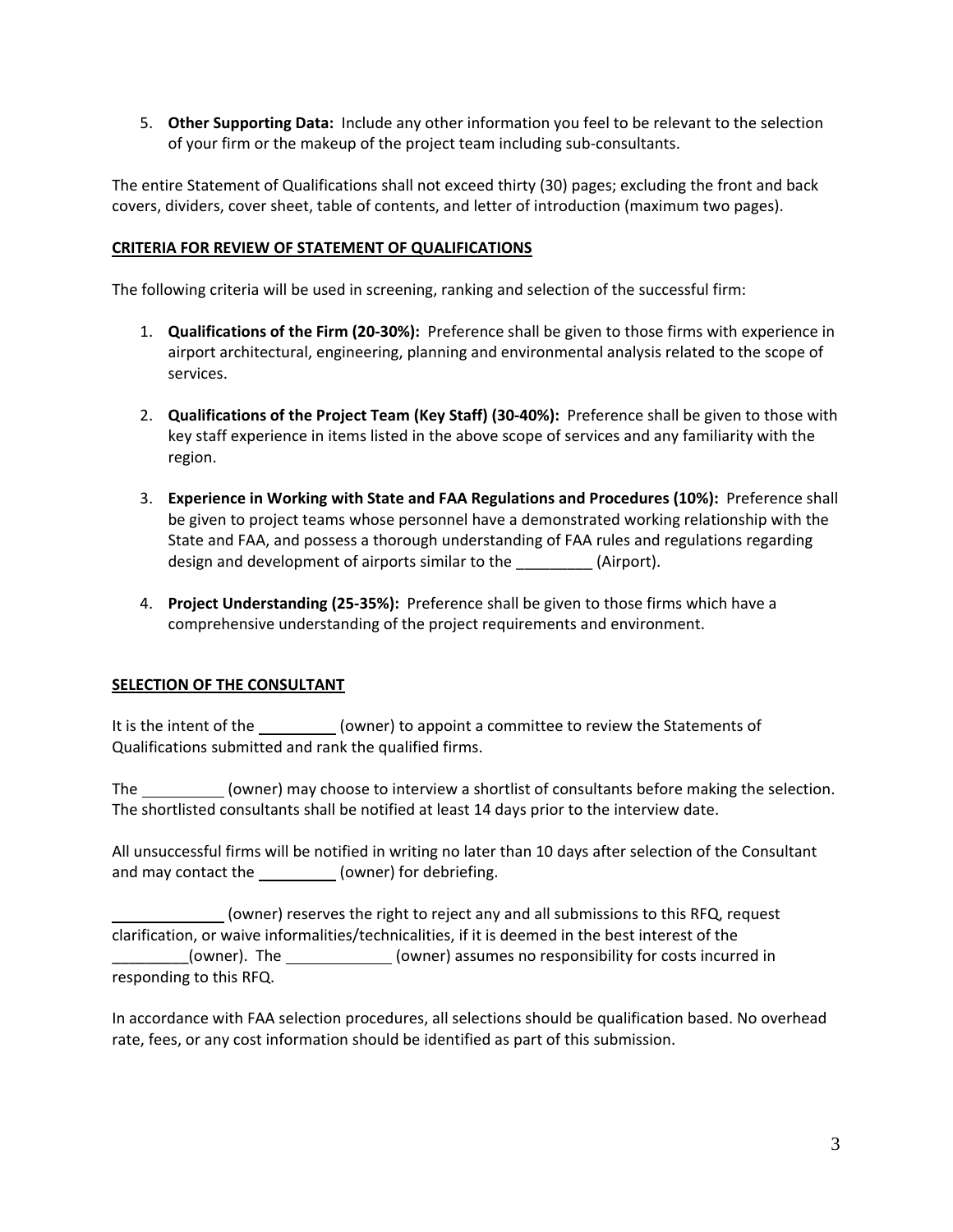5. **Other Supporting Data:** Include any other information you feel to be relevant to the selection of your firm or the makeup of the project team including sub-consultants.

The entire Statement of Qualifications shall not exceed thirty (30) pages; excluding the front and back covers, dividers, cover sheet, table of contents, and letter of introduction (maximum two pages).

**CRITERIA FOR REVIEW OF STATEMENT OF QUALIFICATIONS**

The following criteria will be used in screening, ranking and selection of the successful firm:

1. **Qualifications of the Firm (20-30%):** Preference shall be given to those firms with experience in airport architectural, engineering, planning and environmental analysis related to the scope of services.

2. **Qualifications of the Project Team (Key Staff) (30-40%):** Preference shall be given to those with key staff experience in items listed in the above scope of services and any familiarity with the region.

3. **Experience in Working with State and FAA Regulations and Procedures (10%):** Preference shall be given to project teams whose personnel have a demonstrated working relationship with the State and FAA, and possess a thorough understanding of FAA rules and regulations regarding design and development of airports similar to the _________ (Airport).

4. **Project Understanding (25-35%):** Preference shall be given to those firms which have a comprehensive understanding of the project requirements and environment.

**SELECTION OF THE CONSULTANT**

It is the intent of the _________ (owner) to appoint a committee to review the Statements of Qualifications submitted and rank the qualified firms.

The _________ (owner) may choose to interview a shortlist of consultants before making the selection. The shortlisted consultants shall be notified at least 14 days prior to the interview date.

All unsuccessful firms will be notified in writing no later than 10 days after selection of the Consultant and may contact the _________ (owner) for debriefing.

_____________ (owner) reserves the right to reject any and all submissions to this RFQ, request clarification, or waive informalities/technicalities, if it is deemed in the best interest of the _________(owner). The ____________ (owner) assumes no responsibility for costs incurred in responding to this RFQ.

In accordance with FAA selection procedures, all selections should be qualification based. No overhead rate, fees, or any cost information should be identified as part of this submission.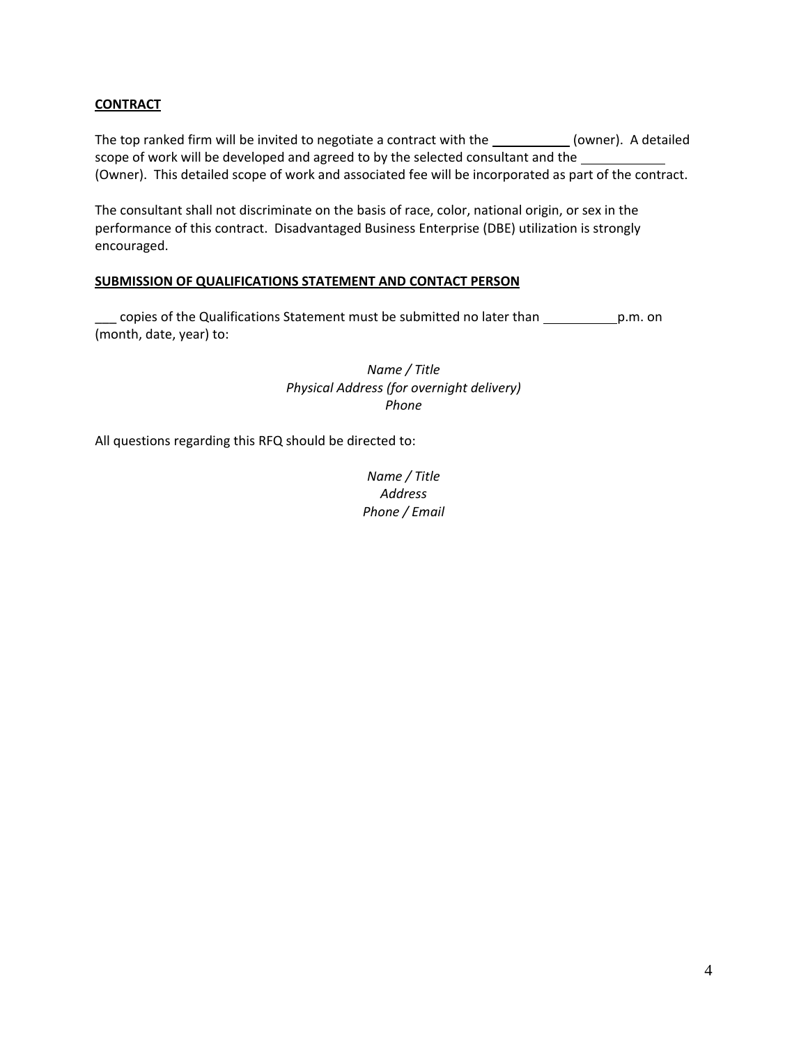**CONTRACT**

The top ranked firm will be invited to negotiate a contract with the ___________ (owner). A detailed scope of work will be developed and agreed to by the selected consultant and the ___________ (Owner). This detailed scope of work and associated fee will be incorporated as part of the contract.

The consultant shall not discriminate on the basis of race, color, national origin, or sex in the performance of this contract. Disadvantaged Business Enterprise (DBE) utilization is strongly encouraged.

**SUBMISSION OF QUALIFICATIONS STATEMENT AND CONTACT PERSON**

___ copies of the Qualifications Statement must be submitted no later than __________p.m. on (month, date, year) to:

*Name / Title*
*Physical Address (for overnight delivery)*
*Phone*

All questions regarding this RFQ should be directed to:

*Name / Title*
*Address*
*Phone / Email*